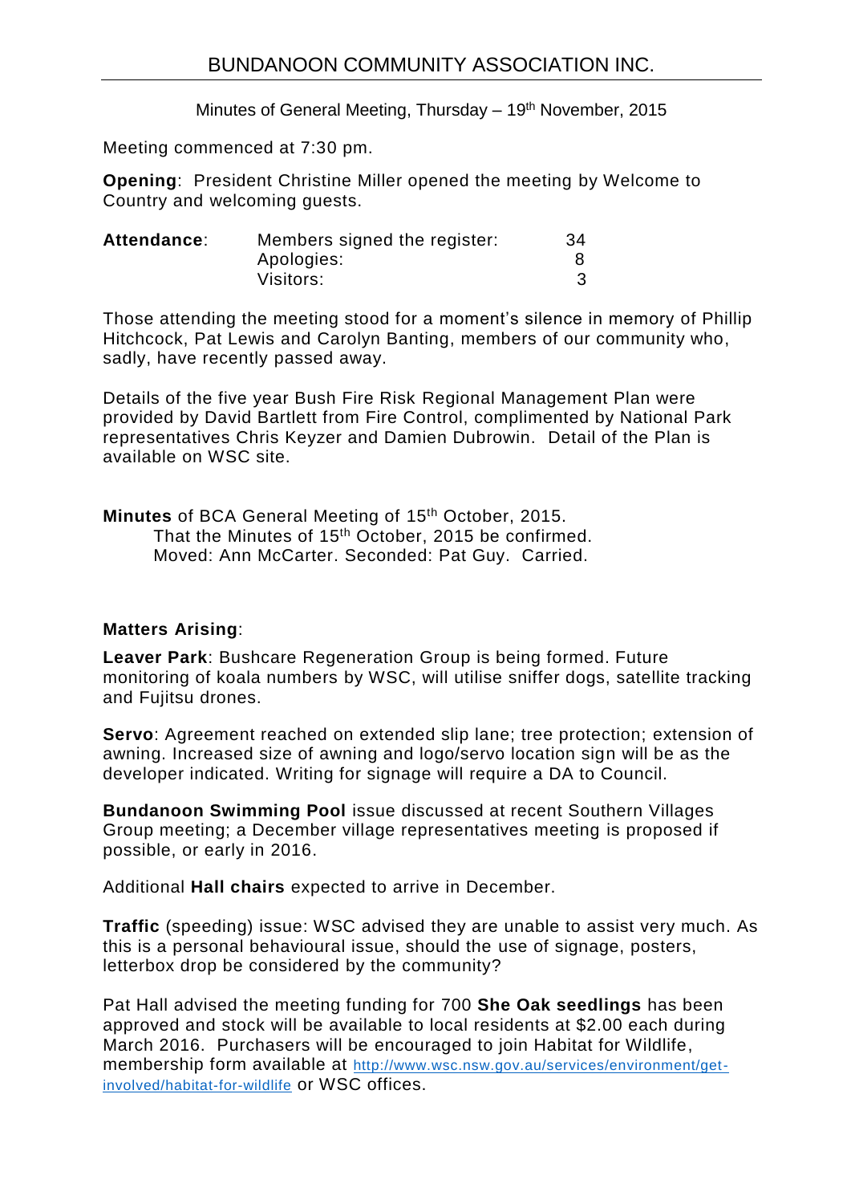# BUNDANOON COMMUNITY ASSOCIATION INC.

Minutes of General Meeting, Thursday – 19th November, 2015

Meeting commenced at 7:30 pm.

**Opening**: President Christine Miller opened the meeting by Welcome to Country and welcoming guests.

| **Attendance**: | Members signed the register: | 34 |
|---|---|---|
| | Apologies: | 8 |
| | Visitors: | 3 |

Those attending the meeting stood for a moment's silence in memory of Phillip Hitchcock, Pat Lewis and Carolyn Banting, members of our community who, sadly, have recently passed away.

Details of the five year Bush Fire Risk Regional Management Plan were provided by David Bartlett from Fire Control, complimented by National Park representatives Chris Keyzer and Damien Dubrowin. Detail of the Plan is available on WSC site.

**Minutes** of BCA General Meeting of 15th October, 2015.
That the Minutes of 15th October, 2015 be confirmed.
Moved: Ann McCarter. Seconded: Pat Guy. Carried.

**Matters Arising**:

**Leaver Park**: Bushcare Regeneration Group is being formed. Future monitoring of koala numbers by WSC, will utilise sniffer dogs, satellite tracking and Fujitsu drones.

**Servo**: Agreement reached on extended slip lane; tree protection; extension of awning. Increased size of awning and logo/servo location sign will be as the developer indicated. Writing for signage will require a DA to Council.

**Bundanoon Swimming Pool** issue discussed at recent Southern Villages Group meeting; a December village representatives meeting is proposed if possible, or early in 2016.

Additional **Hall chairs** expected to arrive in December.

**Traffic** (speeding) issue: WSC advised they are unable to assist very much. As this is a personal behavioural issue, should the use of signage, posters, letterbox drop be considered by the community?

Pat Hall advised the meeting funding for 700 **She Oak seedlings** has been approved and stock will be available to local residents at $2.00 each during March 2016. Purchasers will be encouraged to join Habitat for Wildlife, membership form available at http://www.wsc.nsw.gov.au/services/environment/get-involved/habitat-for-wildlife or WSC offices.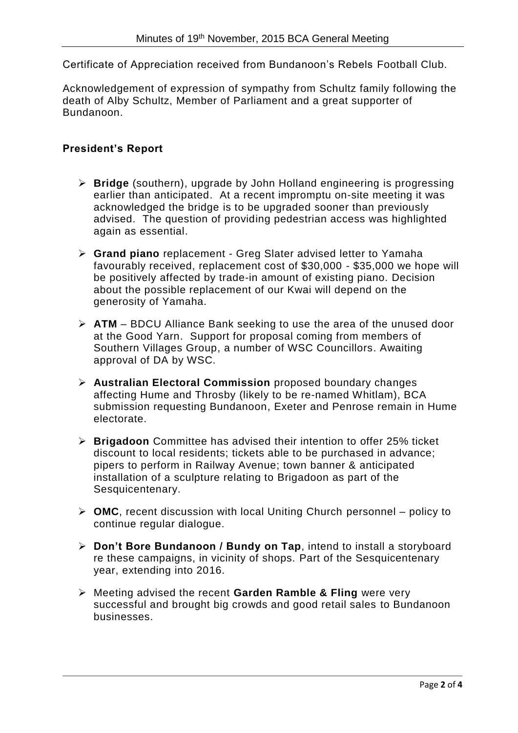Certificate of Appreciation received from Bundanoon's Rebels Football Club.

Acknowledgement of expression of sympathy from Schultz family following the death of Alby Schultz, Member of Parliament and a great supporter of Bundanoon.

### President's Report

- **Bridge** (southern), upgrade by John Holland engineering is progressing earlier than anticipated. At a recent impromptu on-site meeting it was acknowledged the bridge is to be upgraded sooner than previously advised. The question of providing pedestrian access was highlighted again as essential.
- **Grand piano** replacement - Greg Slater advised letter to Yamaha favourably received, replacement cost of $30,000 - $35,000 we hope will be positively affected by trade-in amount of existing piano. Decision about the possible replacement of our Kwai will depend on the generosity of Yamaha.
- **ATM** – BDCU Alliance Bank seeking to use the area of the unused door at the Good Yarn. Support for proposal coming from members of Southern Villages Group, a number of WSC Councillors. Awaiting approval of DA by WSC.
- **Australian Electoral Commission** proposed boundary changes affecting Hume and Throsby (likely to be re-named Whitlam), BCA submission requesting Bundanoon, Exeter and Penrose remain in Hume electorate.
- **Brigadoon** Committee has advised their intention to offer 25% ticket discount to local residents; tickets able to be purchased in advance; pipers to perform in Railway Avenue; town banner & anticipated installation of a sculpture relating to Brigadoon as part of the Sesquicentenary.
- **OMC**, recent discussion with local Uniting Church personnel – policy to continue regular dialogue.
- **Don't Bore Bundanoon / Bundy on Tap**, intend to install a storyboard re these campaigns, in vicinity of shops. Part of the Sesquicentenary year, extending into 2016.
- Meeting advised the recent **Garden Ramble & Fling** were very successful and brought big crowds and good retail sales to Bundanoon businesses.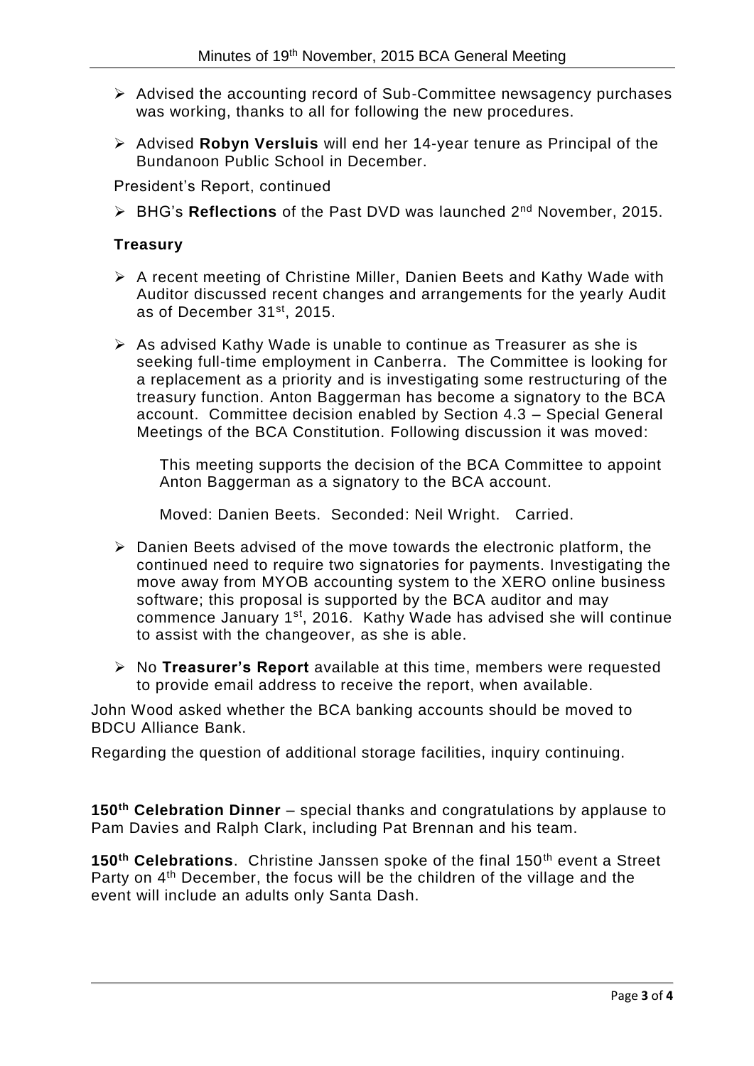- Advised the accounting record of Sub-Committee newsagency purchases was working, thanks to all for following the new procedures.
- Advised **Robyn Versluis** will end her 14-year tenure as Principal of the Bundanoon Public School in December.

President's Report, continued

- BHG's **Reflections** of the Past DVD was launched 2nd November, 2015.

**Treasury**

- A recent meeting of Christine Miller, Danien Beets and Kathy Wade with Auditor discussed recent changes and arrangements for the yearly Audit as of December 31st, 2015.
- As advised Kathy Wade is unable to continue as Treasurer as she is seeking full-time employment in Canberra. The Committee is looking for a replacement as a priority and is investigating some restructuring of the treasury function. Anton Baggerman has become a signatory to the BCA account. Committee decision enabled by Section 4.3 – Special General Meetings of the BCA Constitution. Following discussion it was moved:

  This meeting supports the decision of the BCA Committee to appoint Anton Baggerman as a signatory to the BCA account.

  Moved: Danien Beets. Seconded: Neil Wright. Carried.

- Danien Beets advised of the move towards the electronic platform, the continued need to require two signatories for payments. Investigating the move away from MYOB accounting system to the XERO online business software; this proposal is supported by the BCA auditor and may commence January 1st, 2016. Kathy Wade has advised she will continue to assist with the changeover, as she is able.
- No **Treasurer's Report** available at this time, members were requested to provide email address to receive the report, when available.

John Wood asked whether the BCA banking accounts should be moved to BDCU Alliance Bank.

Regarding the question of additional storage facilities, inquiry continuing.

**150th Celebration Dinner** – special thanks and congratulations by applause to Pam Davies and Ralph Clark, including Pat Brennan and his team.

**150th Celebrations**. Christine Janssen spoke of the final 150th event a Street Party on 4th December, the focus will be the children of the village and the event will include an adults only Santa Dash.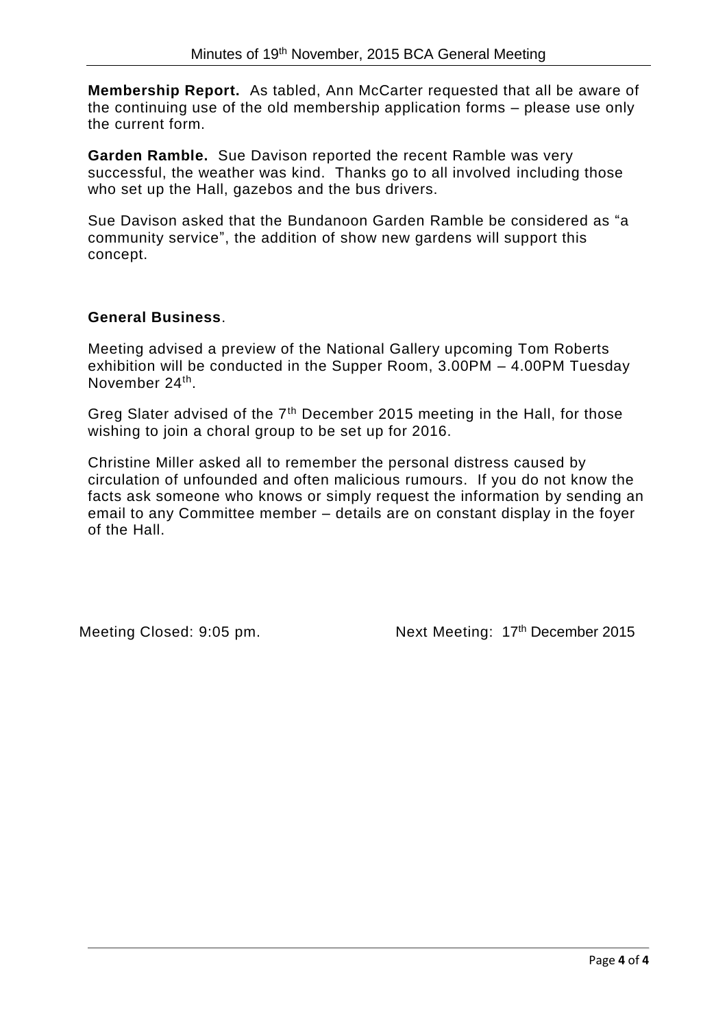**Membership Report.** As tabled, Ann McCarter requested that all be aware of the continuing use of the old membership application forms – please use only the current form.

**Garden Ramble.** Sue Davison reported the recent Ramble was very successful, the weather was kind. Thanks go to all involved including those who set up the Hall, gazebos and the bus drivers.

Sue Davison asked that the Bundanoon Garden Ramble be considered as "a community service", the addition of show new gardens will support this concept.

**General Business**.

Meeting advised a preview of the National Gallery upcoming Tom Roberts exhibition will be conducted in the Supper Room, 3.00PM – 4.00PM Tuesday November 24th.

Greg Slater advised of the 7th December 2015 meeting in the Hall, for those wishing to join a choral group to be set up for 2016.

Christine Miller asked all to remember the personal distress caused by circulation of unfounded and often malicious rumours. If you do not know the facts ask someone who knows or simply request the information by sending an email to any Committee member – details are on constant display in the foyer of the Hall.

Meeting Closed: 9:05 pm. Next Meeting: 17th December 2015